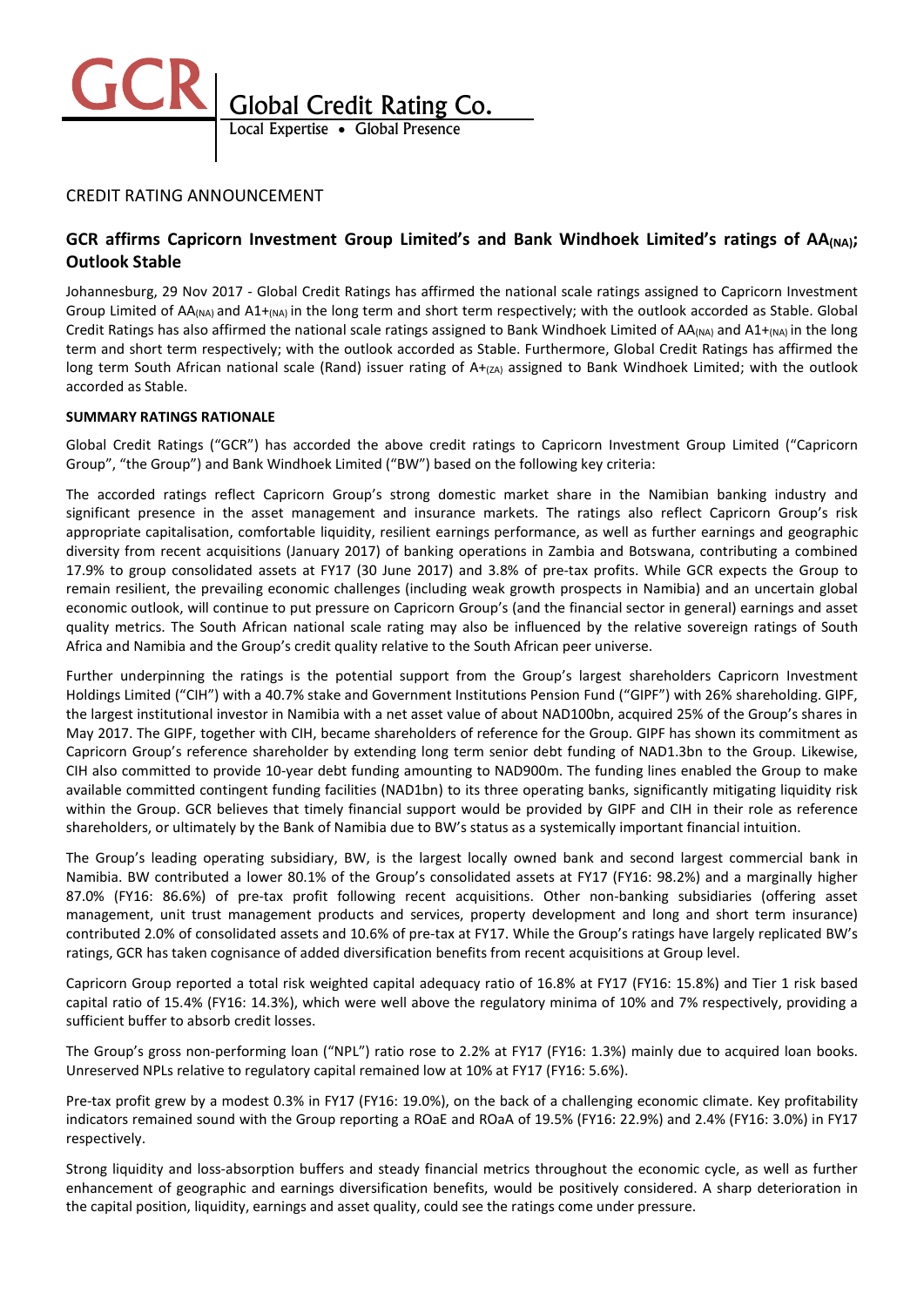# GCR Global Credit Rating Co.

Local Expertise • Global Presence

CREDIT RATING ANNOUNCEMENT

## GCR affirms Capricorn Investment Group Limited's and Bank Windhoek Limited's ratings of $AA_{(NA)}$; Outlook Stable

Johannesburg, 29 Nov 2017 - Global Credit Ratings has affirmed the national scale ratings assigned to Capricorn Investment Group Limited of $AA_{(NA)}$ and $A1+_{(NA)}$ in the long term and short term respectively; with the outlook accorded as Stable. Global Credit Ratings has also affirmed the national scale ratings assigned to Bank Windhoek Limited of $AA_{(NA)}$ and $A1+_{(NA)}$ in the long term and short term respectively; with the outlook accorded as Stable. Furthermore, Global Credit Ratings has affirmed the long term South African national scale (Rand) issuer rating of $A+_{(ZA)}$ assigned to Bank Windhoek Limited; with the outlook accorded as Stable.

**SUMMARY RATINGS RATIONALE**

Global Credit Ratings ("GCR") has accorded the above credit ratings to Capricorn Investment Group Limited ("Capricorn Group", "the Group") and Bank Windhoek Limited ("BW") based on the following key criteria:

The accorded ratings reflect Capricorn Group's strong domestic market share in the Namibian banking industry and significant presence in the asset management and insurance markets. The ratings also reflect Capricorn Group's risk appropriate capitalisation, comfortable liquidity, resilient earnings performance, as well as further earnings and geographic diversity from recent acquisitions (January 2017) of banking operations in Zambia and Botswana, contributing a combined 17.9% to group consolidated assets at FY17 (30 June 2017) and 3.8% of pre-tax profits. While GCR expects the Group to remain resilient, the prevailing economic challenges (including weak growth prospects in Namibia) and an uncertain global economic outlook, will continue to put pressure on Capricorn Group's (and the financial sector in general) earnings and asset quality metrics. The South African national scale rating may also be influenced by the relative sovereign ratings of South Africa and Namibia and the Group's credit quality relative to the South African peer universe.

Further underpinning the ratings is the potential support from the Group's largest shareholders Capricorn Investment Holdings Limited ("CIH") with a 40.7% stake and Government Institutions Pension Fund ("GIPF") with 26% shareholding. GIPF, the largest institutional investor in Namibia with a net asset value of about NAD100bn, acquired 25% of the Group's shares in May 2017. The GIPF, together with CIH, became shareholders of reference for the Group. GIPF has shown its commitment as Capricorn Group's reference shareholder by extending long term senior debt funding of NAD1.3bn to the Group. Likewise, CIH also committed to provide 10-year debt funding amounting to NAD900m. The funding lines enabled the Group to make available committed contingent funding facilities (NAD1bn) to its three operating banks, significantly mitigating liquidity risk within the Group. GCR believes that timely financial support would be provided by GIPF and CIH in their role as reference shareholders, or ultimately by the Bank of Namibia due to BW's status as a systemically important financial intuition.

The Group's leading operating subsidiary, BW, is the largest locally owned bank and second largest commercial bank in Namibia. BW contributed a lower 80.1% of the Group's consolidated assets at FY17 (FY16: 98.2%) and a marginally higher 87.0% (FY16: 86.6%) of pre-tax profit following recent acquisitions. Other non-banking subsidiaries (offering asset management, unit trust management products and services, property development and long and short term insurance) contributed 2.0% of consolidated assets and 10.6% of pre-tax at FY17. While the Group's ratings have largely replicated BW's ratings, GCR has taken cognisance of added diversification benefits from recent acquisitions at Group level.

Capricorn Group reported a total risk weighted capital adequacy ratio of 16.8% at FY17 (FY16: 15.8%) and Tier 1 risk based capital ratio of 15.4% (FY16: 14.3%), which were well above the regulatory minima of 10% and 7% respectively, providing a sufficient buffer to absorb credit losses.

The Group's gross non-performing loan ("NPL") ratio rose to 2.2% at FY17 (FY16: 1.3%) mainly due to acquired loan books. Unreserved NPLs relative to regulatory capital remained low at 10% at FY17 (FY16: 5.6%).

Pre-tax profit grew by a modest 0.3% in FY17 (FY16: 19.0%), on the back of a challenging economic climate. Key profitability indicators remained sound with the Group reporting a ROaE and ROaA of 19.5% (FY16: 22.9%) and 2.4% (FY16: 3.0%) in FY17 respectively.

Strong liquidity and loss-absorption buffers and steady financial metrics throughout the economic cycle, as well as further enhancement of geographic and earnings diversification benefits, would be positively considered. A sharp deterioration in the capital position, liquidity, earnings and asset quality, could see the ratings come under pressure.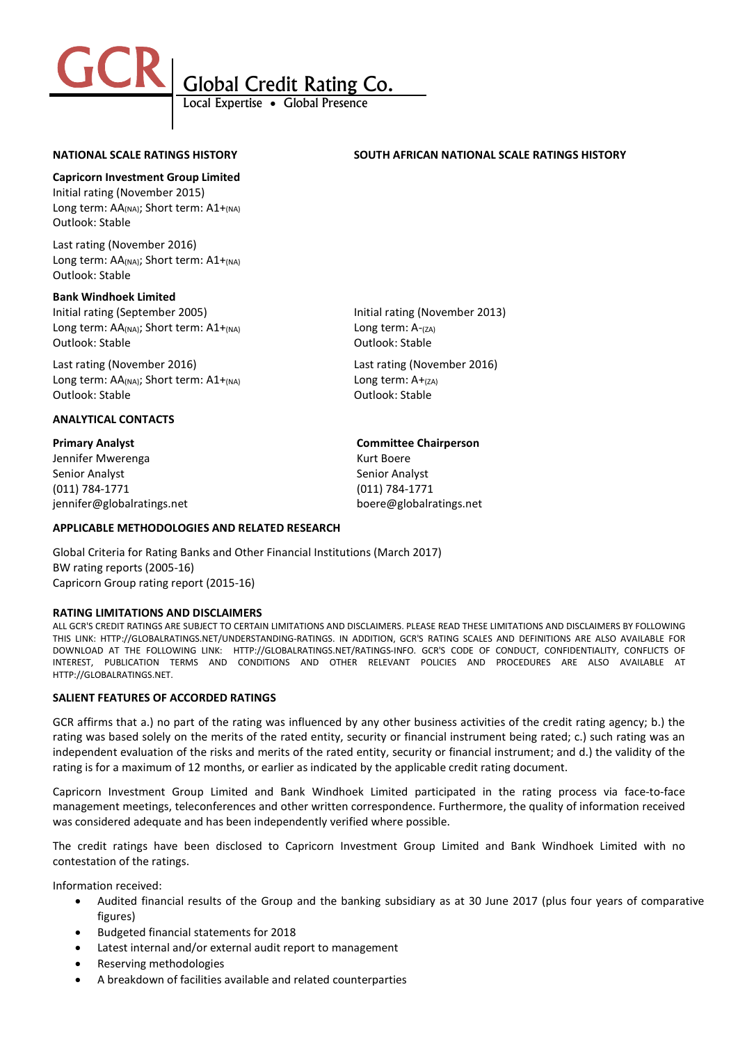| NATIONAL SCALE RATINGS HISTORY | SOUTH AFRICAN NATIONAL SCALE RATINGS HISTORY |
|---|---|
| **Capricorn Investment Group Limited** | |
| Initial rating (November 2015)<br>Long term: $AA_{(NA)}$; Short term: $A1+_{(NA)}$<br>Outlook: Stable | |
| Last rating (November 2016)<br>Long term: $AA_{(NA)}$; Short term: $A1+_{(NA)}$<br>Outlook: Stable | |
| **Bank Windhoek Limited** | |
| Initial rating (September 2005)<br>Long term: $AA_{(NA)}$; Short term: $A1+_{(NA)}$<br>Outlook: Stable | Initial rating (November 2013)<br>Long term: $A-_{(ZA)}$<br>Outlook: Stable |
| Last rating (November 2016)<br>Long term: $AA_{(NA)}$; Short term: $A1+_{(NA)}$<br>Outlook: Stable | Last rating (November 2016)<br>Long term: $A+_{(ZA)}$<br>Outlook: Stable |

## ANALYTICAL CONTACTS

**Primary Analyst**
Jennifer Mwerenga
Senior Analyst
(011) 784-1771
jennifer@globalratings.net

**Committee Chairperson**
Kurt Boere
Senior Analyst
(011) 784-1771
boere@globalratings.net

## APPLICABLE METHODOLOGIES AND RELATED RESEARCH

Global Criteria for Rating Banks and Other Financial Institutions (March 2017)
BW rating reports (2005-16)
Capricorn Group rating report (2015-16)

## RATING LIMITATIONS AND DISCLAIMERS

ALL GCR'S CREDIT RATINGS ARE SUBJECT TO CERTAIN LIMITATIONS AND DISCLAIMERS. PLEASE READ THESE LIMITATIONS AND DISCLAIMERS BY FOLLOWING THIS LINK: HTTP://GLOBALRATINGS.NET/UNDERSTANDING-RATINGS. IN ADDITION, GCR'S RATING SCALES AND DEFINITIONS ARE ALSO AVAILABLE FOR DOWNLOAD AT THE FOLLOWING LINK: HTTP://GLOBALRATINGS.NET/RATINGS-INFO. GCR'S CODE OF CONDUCT, CONFIDENTIALITY, CONFLICTS OF INTEREST, PUBLICATION TERMS AND CONDITIONS AND OTHER RELEVANT POLICIES AND PROCEDURES ARE ALSO AVAILABLE AT HTTP://GLOBALRATINGS.NET.

## SALIENT FEATURES OF ACCORDED RATINGS

GCR affirms that a.) no part of the rating was influenced by any other business activities of the credit rating agency; b.) the rating was based solely on the merits of the rated entity, security or financial instrument being rated; c.) such rating was an independent evaluation of the risks and merits of the rated entity, security or financial instrument; and d.) the validity of the rating is for a maximum of 12 months, or earlier as indicated by the applicable credit rating document.

Capricorn Investment Group Limited and Bank Windhoek Limited participated in the rating process via face-to-face management meetings, teleconferences and other written correspondence. Furthermore, the quality of information received was considered adequate and has been independently verified where possible.

The credit ratings have been disclosed to Capricorn Investment Group Limited and Bank Windhoek Limited with no contestation of the ratings.

Information received:

- Audited financial results of the Group and the banking subsidiary as at 30 June 2017 (plus four years of comparative figures)
- Budgeted financial statements for 2018
- Latest internal and/or external audit report to management
- Reserving methodologies
- A breakdown of facilities available and related counterparties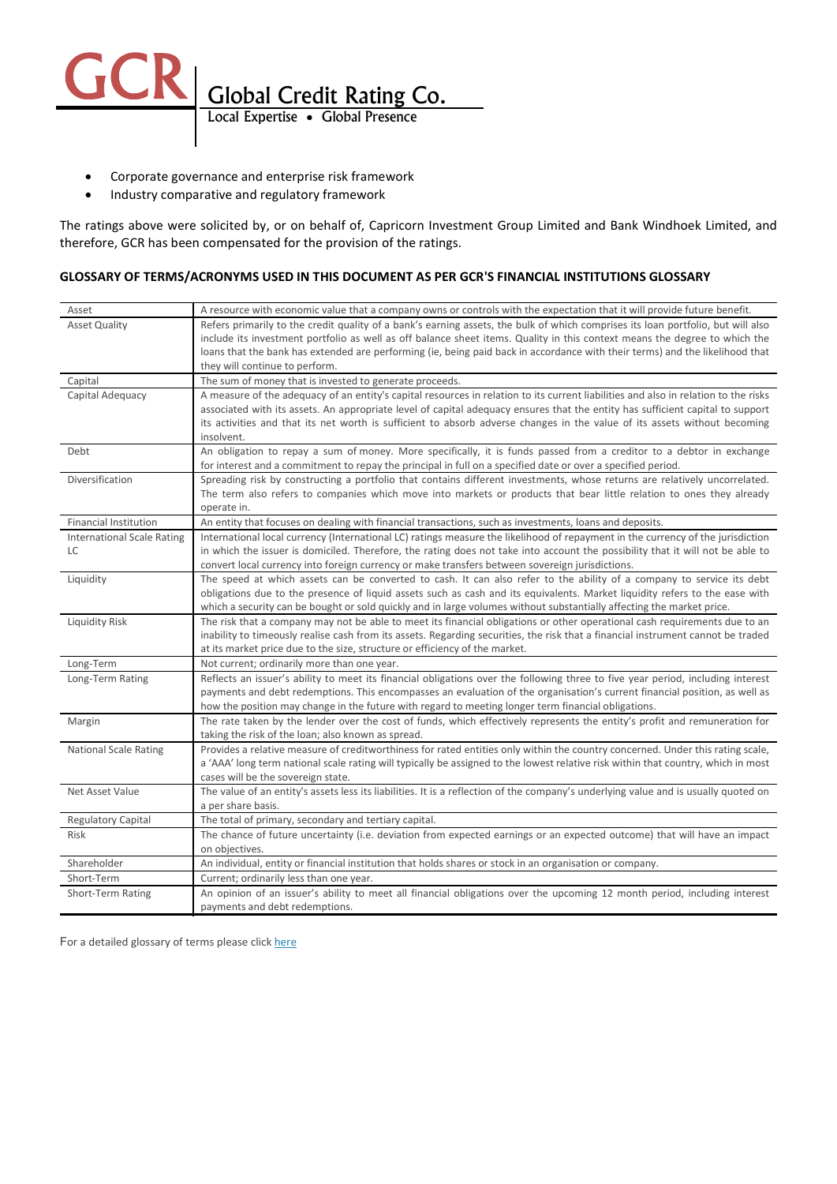- Corporate governance and enterprise risk framework
- Industry comparative and regulatory framework

The ratings above were solicited by, or on behalf of, Capricorn Investment Group Limited and Bank Windhoek Limited, and therefore, GCR has been compensated for the provision of the ratings.

**GLOSSARY OF TERMS/ACRONYMS USED IN THIS DOCUMENT AS PER GCR'S FINANCIAL INSTITUTIONS GLOSSARY**

| | |
|---|---|
| Asset | A resource with economic value that a company owns or controls with the expectation that it will provide future benefit. |
| Asset Quality | Refers primarily to the credit quality of a bank's earning assets, the bulk of which comprises its loan portfolio, but will also include its investment portfolio as well as off balance sheet items. Quality in this context means the degree to which the loans that the bank has extended are performing (ie, being paid back in accordance with their terms) and the likelihood that they will continue to perform. |
| Capital | The sum of money that is invested to generate proceeds. |
| Capital Adequacy | A measure of the adequacy of an entity's capital resources in relation to its current liabilities and also in relation to the risks associated with its assets. An appropriate level of capital adequacy ensures that the entity has sufficient capital to support its activities and that its net worth is sufficient to absorb adverse changes in the value of its assets without becoming insolvent. |
| Debt | An obligation to repay a sum of money. More specifically, it is funds passed from a creditor to a debtor in exchange for interest and a commitment to repay the principal in full on a specified date or over a specified period. |
| Diversification | Spreading risk by constructing a portfolio that contains different investments, whose returns are relatively uncorrelated. The term also refers to companies which move into markets or products that bear little relation to ones they already operate in. |
| Financial Institution | An entity that focuses on dealing with financial transactions, such as investments, loans and deposits. |
| International Scale Rating LC | International local currency (International LC) ratings measure the likelihood of repayment in the currency of the jurisdiction in which the issuer is domiciled. Therefore, the rating does not take into account the possibility that it will not be able to convert local currency into foreign currency or make transfers between sovereign jurisdictions. |
| Liquidity | The speed at which assets can be converted to cash. It can also refer to the ability of a company to service its debt obligations due to the presence of liquid assets such as cash and its equivalents. Market liquidity refers to the ease with which a security can be bought or sold quickly and in large volumes without substantially affecting the market price. |
| Liquidity Risk | The risk that a company may not be able to meet its financial obligations or other operational cash requirements due to an inability to timeously realise cash from its assets. Regarding securities, the risk that a financial instrument cannot be traded at its market price due to the size, structure or efficiency of the market. |
| Long-Term | Not current; ordinarily more than one year. |
| Long-Term Rating | Reflects an issuer's ability to meet its financial obligations over the following three to five year period, including interest payments and debt redemptions. This encompasses an evaluation of the organisation's current financial position, as well as how the position may change in the future with regard to meeting longer term financial obligations. |
| Margin | The rate taken by the lender over the cost of funds, which effectively represents the entity's profit and remuneration for taking the risk of the loan; also known as spread. |
| National Scale Rating | Provides a relative measure of creditworthiness for rated entities only within the country concerned. Under this rating scale, a 'AAA' long term national scale rating will typically be assigned to the lowest relative risk within that country, which in most cases will be the sovereign state. |
| Net Asset Value | The value of an entity's assets less its liabilities. It is a reflection of the company's underlying value and is usually quoted on a per share basis. |
| Regulatory Capital | The total of primary, secondary and tertiary capital. |
| Risk | The chance of future uncertainty (i.e. deviation from expected earnings or an expected outcome) that will have an impact on objectives. |
| Shareholder | An individual, entity or financial institution that holds shares or stock in an organisation or company. |
| Short-Term | Current; ordinarily less than one year. |
| Short-Term Rating | An opinion of an issuer's ability to meet all financial obligations over the upcoming 12 month period, including interest payments and debt redemptions. |

For a detailed glossary of terms please click here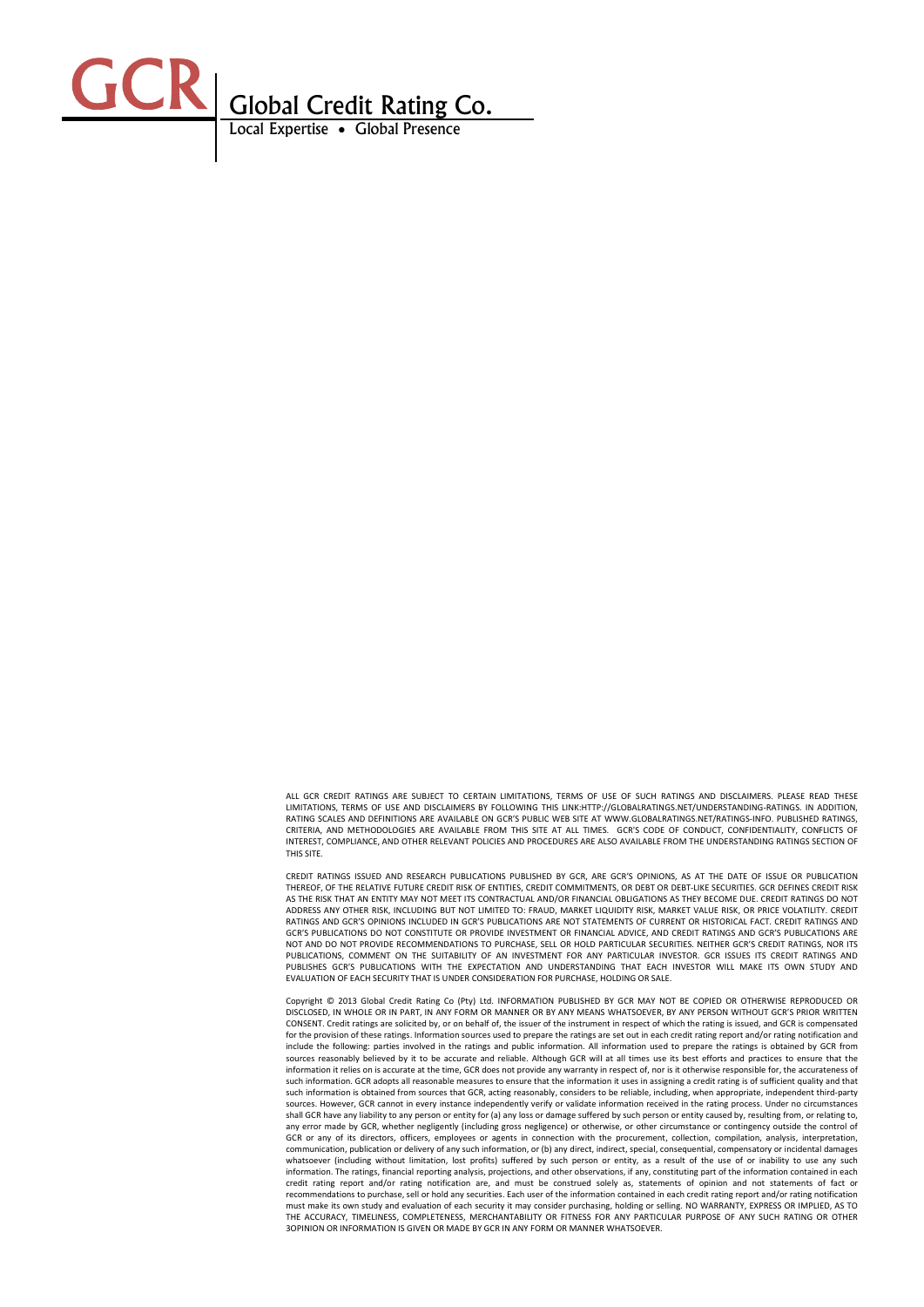# GCR

**Global Credit Rating Co.**

Local Expertise • Global Presence

ALL GCR CREDIT RATINGS ARE SUBJECT TO CERTAIN LIMITATIONS, TERMS OF USE OF SUCH RATINGS AND DISCLAIMERS. PLEASE READ THESE LIMITATIONS, TERMS OF USE AND DISCLAIMERS BY FOLLOWING THIS LINK:HTTP://GLOBALRATINGS.NET/UNDERSTANDING-RATINGS. IN ADDITION, RATING SCALES AND DEFINITIONS ARE AVAILABLE ON GCR'S PUBLIC WEB SITE AT WWW.GLOBALRATINGS.NET/RATINGS-INFO. PUBLISHED RATINGS, CRITERIA, AND METHODOLOGIES ARE AVAILABLE FROM THIS SITE AT ALL TIMES. GCR'S CODE OF CONDUCT, CONFIDENTIALITY, CONFLICTS OF INTEREST, COMPLIANCE, AND OTHER RELEVANT POLICIES AND PROCEDURES ARE ALSO AVAILABLE FROM THE UNDERSTANDING RATINGS SECTION OF THIS SITE.

CREDIT RATINGS ISSUED AND RESEARCH PUBLICATIONS PUBLISHED BY GCR, ARE GCR'S OPINIONS, AS AT THE DATE OF ISSUE OR PUBLICATION THEREOF, OF THE RELATIVE FUTURE CREDIT RISK OF ENTITIES, CREDIT COMMITMENTS, OR DEBT OR DEBT-LIKE SECURITIES. GCR DEFINES CREDIT RISK AS THE RISK THAT AN ENTITY MAY NOT MEET ITS CONTRACTUAL AND/OR FINANCIAL OBLIGATIONS AS THEY BECOME DUE. CREDIT RATINGS DO NOT ADDRESS ANY OTHER RISK, INCLUDING BUT NOT LIMITED TO: FRAUD, MARKET LIQUIDITY RISK, MARKET VALUE RISK, OR PRICE VOLATILITY. CREDIT RATINGS AND GCR'S OPINIONS INCLUDED IN GCR'S PUBLICATIONS ARE NOT STATEMENTS OF CURRENT OR HISTORICAL FACT. CREDIT RATINGS AND GCR'S PUBLICATIONS DO NOT CONSTITUTE OR PROVIDE INVESTMENT OR FINANCIAL ADVICE, AND CREDIT RATINGS AND GCR'S PUBLICATIONS ARE NOT AND DO NOT PROVIDE RECOMMENDATIONS TO PURCHASE, SELL OR HOLD PARTICULAR SECURITIES. NEITHER GCR'S CREDIT RATINGS, NOR ITS PUBLICATIONS, COMMENT ON THE SUITABILITY OF AN INVESTMENT FOR ANY PARTICULAR INVESTOR. GCR ISSUES ITS CREDIT RATINGS AND PUBLISHES GCR'S PUBLICATIONS WITH THE EXPECTATION AND UNDERSTANDING THAT EACH INVESTOR WILL MAKE ITS OWN STUDY AND EVALUATION OF EACH SECURITY THAT IS UNDER CONSIDERATION FOR PURCHASE, HOLDING OR SALE.

Copyright © 2013 Global Credit Rating Co (Pty) Ltd. INFORMATION PUBLISHED BY GCR MAY NOT BE COPIED OR OTHERWISE REPRODUCED OR DISCLOSED, IN WHOLE OR IN PART, IN ANY FORM OR MANNER OR BY ANY MEANS WHATSOEVER, BY ANY PERSON WITHOUT GCR'S PRIOR WRITTEN CONSENT. Credit ratings are solicited by, or on behalf of, the issuer of the instrument in respect of which the rating is issued, and GCR is compensated for the provision of these ratings. Information sources used to prepare the ratings are set out in each credit rating report and/or rating notification and include the following: parties involved in the ratings and public information. All information used to prepare the ratings is obtained by GCR from sources reasonably believed by it to be accurate and reliable. Although GCR will at all times use its best efforts and practices to ensure that the information it relies on is accurate at the time, GCR does not provide any warranty in respect of, nor is it otherwise responsible for, the accurateness of such information. GCR adopts all reasonable measures to ensure that the information it uses in assigning a credit rating is of sufficient quality and that such information is obtained from sources that GCR, acting reasonably, considers to be reliable, including, when appropriate, independent third-party sources. However, GCR cannot in every instance independently verify or validate information received in the rating process. Under no circumstances shall GCR have any liability to any person or entity for (a) any loss or damage suffered by such person or entity caused by, resulting from, or relating to, any error made by GCR, whether negligently (including gross negligence) or otherwise, or other circumstance or contingency outside the control of GCR or any of its directors, officers, employees or agents in connection with the procurement, collection, compilation, analysis, interpretation, communication, publication or delivery of any such information, or (b) any direct, indirect, special, consequential, compensatory or incidental damages whatsoever (including without limitation, lost profits) suffered by such person or entity, as a result of the use of or inability to use any such information. The ratings, financial reporting analysis, projections, and other observations, if any, constituting part of the information contained in each credit rating report and/or rating notification are, and must be construed solely as, statements of opinion and not statements of fact or recommendations to purchase, sell or hold any securities. Each user of the information contained in each credit rating report and/or rating notification must make its own study and evaluation of each security it may consider purchasing, holding or selling. NO WARRANTY, EXPRESS OR IMPLIED, AS TO THE ACCURACY, TIMELINESS, COMPLETENESS, MERCHANTABILITY OR FITNESS FOR ANY PARTICULAR PURPOSE OF ANY SUCH RATING OR OTHER 3OPINION OR INFORMATION IS GIVEN OR MADE BY GCR IN ANY FORM OR MANNER WHATSOEVER.